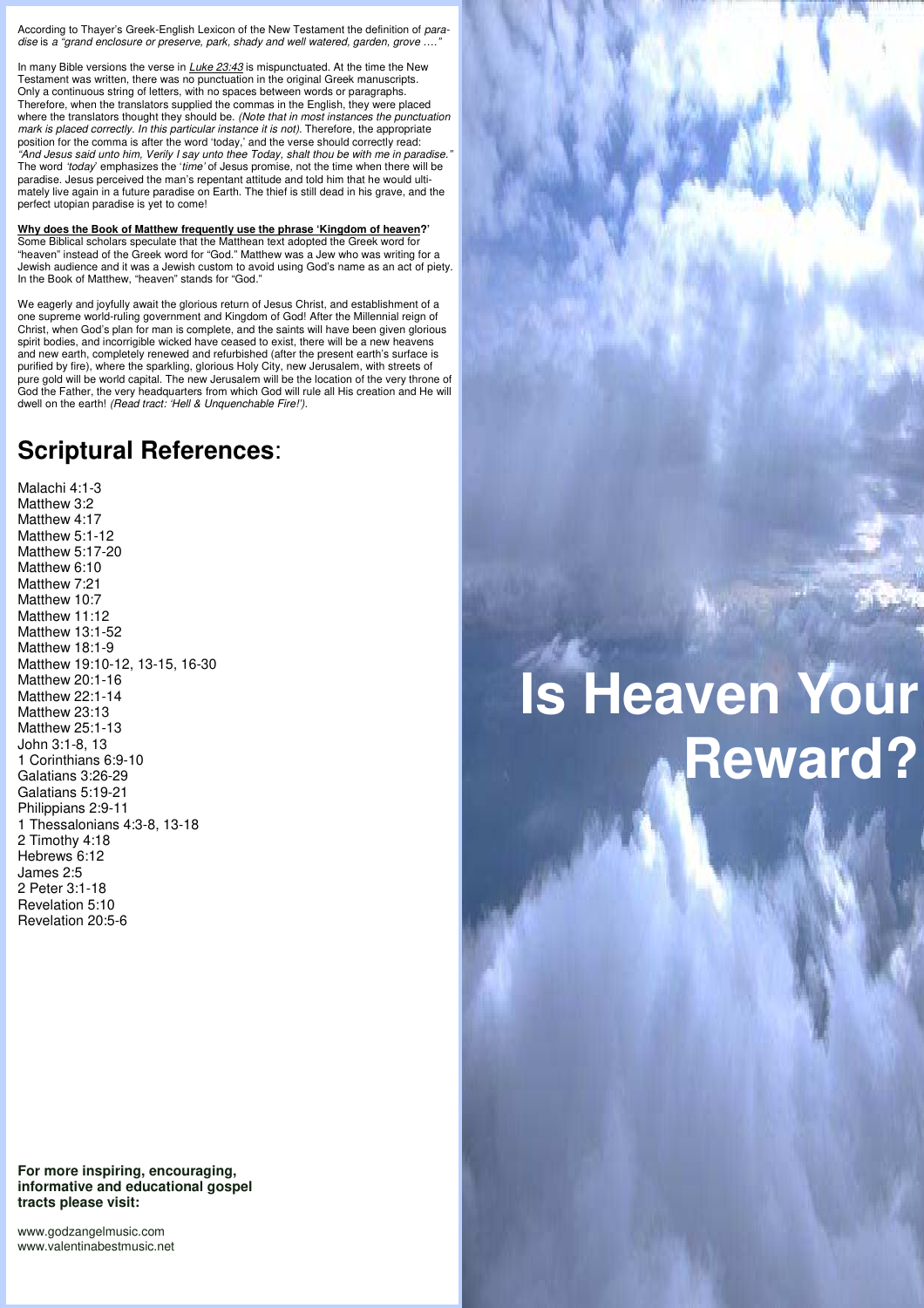According to Thayer's Greek-English Lexicon of the New Testament the definition of *paradise* is *a "grand enclosure or preserve, park, shady and well watered, garden, grove …."*

In many Bible versions the verse in *Luke 23:43* is mispunctuated. At the time the New Testament was written, there was no punctuation in the original Greek manuscripts. Only a continuous string of letters, with no spaces between words or paragraphs. Therefore, when the translators supplied the commas in the English, they were placed where the translators thought they should be. *(Note that in most instances the punctuation mark is placed correctly. In this particular instance it is not).* Therefore, the appropriate position for the comma is after the word 'today,' and the verse should correctly read: *"And Jesus said unto him, Verily I say unto thee Today, shalt thou be with me in paradise."* The word *'today'* emphasizes the '*time'* of Jesus promise, not the time when there will be paradise. Jesus perceived the man's repentant attitude and told him that he would ultimately live again in a future paradise on Earth. The thief is still dead in his grave, and the perfect utopian paradise is yet to come!

**Why does the Book of Matthew frequently use the phrase 'Kingdom of heaven?'**
Some Biblical scholars speculate that the Matthean text adopted the Greek word for "heaven" instead of the Greek word for "God." Matthew was a Jew who was writing for a Jewish audience and it was a Jewish custom to avoid using God's name as an act of piety. In the Book of Matthew, "heaven" stands for "God."

We eagerly and joyfully await the glorious return of Jesus Christ, and establishment of a one supreme world-ruling government and Kingdom of God! After the Millennial reign of Christ, when God's plan for man is complete, and the saints will have been given glorious spirit bodies, and incorrigible wicked have ceased to exist, there will be a new heavens and new earth, completely renewed and refurbished (after the present earth's surface is purified by fire), where the sparkling, glorious Holy City, new Jerusalem, with streets of pure gold will be world capital. The new Jerusalem will be the location of the very throne of God the Father, the very headquarters from which God will rule all His creation and He will dwell on the earth! *(Read tract: 'Hell & Unquenchable Fire!').*

## Scriptural References:

Malachi 4:1-3
Matthew 3:2
Matthew 4:17
Matthew 5:1-12
Matthew 5:17-20
Matthew 6:10
Matthew 7:21
Matthew 10:7
Matthew 11:12
Matthew 13:1-52
Matthew 18:1-9
Matthew 19:10-12, 13-15, 16-30
Matthew 20:1-16
Matthew 22:1-14
Matthew 23:13
Matthew 25:1-13
John 3:1-8, 13
1 Corinthians 6:9-10
Galatians 3:26-29
Galatians 5:19-21
Philippians 2:9-11
1 Thessalonians 4:3-8, 13-18
2 Timothy 4:18
Hebrews 6:12
James 2:5
2 Peter 3:1-18
Revelation 5:10
Revelation 20:5-6

**For more inspiring, encouraging, informative and educational gospel tracts please visit:**

www.godzangelmusic.com
www.valentinabestmusic.net

# Is Heaven Your Reward?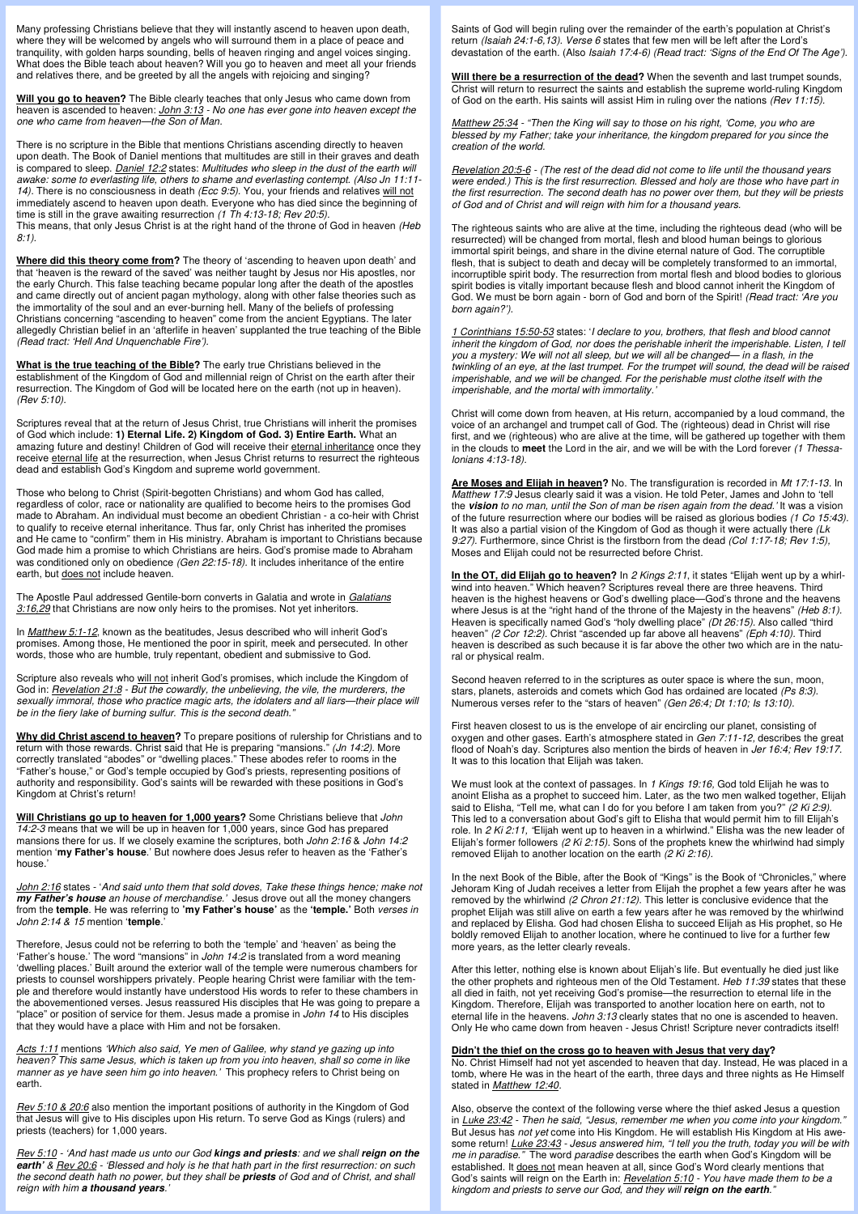Many professing Christians believe that they will instantly ascend to heaven upon death, where they will be welcomed by angels who will surround them in a place of peace and tranquility, with golden harps sounding, bells of heaven ringing and angel voices singing. What does the Bible teach about heaven? Will you go to heaven and meet all your friends and relatives there, and be greeted by all the angels with rejoicing and singing?

**Will you go to heaven?** The Bible clearly teaches that only Jesus who came down from heaven is ascended to heaven: *John 3:13 - No one has ever gone into heaven except the one who came from heaven—the Son of Man.*

There is no scripture in the Bible that mentions Christians ascending directly to heaven upon death. The Book of Daniel mentions that multitudes are still in their graves and death is compared to sleep. *Daniel 12:2* states: *Multitudes who sleep in the dust of the earth will awake: some to everlasting life, others to shame and everlasting contempt. (Also Jn 11:11-14).* There is no consciousness in death *(Ecc 9:5)*. You, your friends and relatives will not immediately ascend to heaven upon death. Everyone who has died since the beginning of time is still in the grave awaiting resurrection *(1 Th 4:13-18; Rev 20:5)*.
This means, that only Jesus Christ is at the right hand of the throne of God in heaven *(Heb 8:1)*.

**Where did this theory come from?** The theory of 'ascending to heaven upon death' and that 'heaven is the reward of the saved' was neither taught by Jesus nor His apostles, nor the early Church. This false teaching became popular long after the death of the apostles and came directly out of ancient pagan mythology, along with other false theories such as the immortality of the soul and an ever-burning hell. Many of the beliefs of professing Christians concerning "ascending to heaven" come from the ancient Egyptians. The later allegedly Christian belief in an 'afterlife in heaven' supplanted the true teaching of the Bible *(Read tract: 'Hell And Unquenchable Fire')*.

**What is the true teaching of the Bible?** The early true Christians believed in the establishment of the Kingdom of God and millennial reign of Christ on the earth after their resurrection. The Kingdom of God will be located here on the earth (not up in heaven). *(Rev 5:10)*.

Scriptures reveal that at the return of Jesus Christ, true Christians will inherit the promises of God which include: **1) Eternal Life. 2) Kingdom of God. 3) Entire Earth.** What an amazing future and destiny! Children of God will receive their eternal inheritance once they receive eternal life at the resurrection, when Jesus Christ returns to resurrect the righteous dead and establish God's Kingdom and supreme world government.

Those who belong to Christ (Spirit-begotten Christians) and whom God has called, regardless of color, race or nationality are qualified to become heirs to the promises God made to Abraham. An individual must become an obedient Christian - a co-heir with Christ to qualify to receive eternal inheritance. Thus far, only Christ has inherited the promises and He came to "confirm" them in His ministry. Abraham is important to Christians because God made him a promise to which Christians are heirs. God's promise made to Abraham was conditioned only on obedience *(Gen 22:15-18)*. It includes inheritance of the entire earth, but does not include heaven.

The Apostle Paul addressed Gentile-born converts in Galatia and wrote in *Galatians 3:16,29* that Christians are now only heirs to the promises. Not yet inheritors.

In *Matthew 5:1-12*, known as the beatitudes, Jesus described who will inherit God's promises. Among those, He mentioned the poor in spirit, meek and persecuted. In other words, those who are humble, truly repentant, obedient and submissive to God.

Scripture also reveals who will not inherit God's promises, which include the Kingdom of God in: *Revelation 21:8 - But the cowardly, the unbelieving, the vile, the murderers, the sexually immoral, those who practice magic arts, the idolaters and all liars—their place will be in the fiery lake of burning sulfur. This is the second death."*

**Why did Christ ascend to heaven?** To prepare positions of rulership for Christians and to return with those rewards. Christ said that He is preparing "mansions." *(Jn 14:2)*. More correctly translated "abodes" or "dwelling places." These abodes refer to rooms in the "Father's house," or God's temple occupied by God's priests, representing positions of authority and responsibility. God's saints will be rewarded with these positions in God's Kingdom at Christ's return!

**Will Christians go up to heaven for 1,000 years?** Some Christians believe that *John 14:2-3* means that we will be up in heaven for 1,000 years, since God has prepared mansions there for us. If we closely examine the scriptures, both *John 2:16* & *John 14:2* mention '**my Father's house**.' But nowhere does Jesus refer to heaven as the 'Father's house.'

*John 2:16* states - '*And said unto them that sold doves, Take these things hence; make not **my Father's house** an house of merchandise.'* Jesus drove out all the money changers from the **temple**. He was referring to **'my Father's house'** as the **'temple.'** Both *verses in John 2:14 & 15* mention '**temple**.'

Therefore, Jesus could not be referring to both the 'temple' and 'heaven' as being the 'Father's house.' The word "mansions" in *John 14:2* is translated from a word meaning 'dwelling places.' Built around the exterior wall of the temple were numerous chambers for priests to counsel worshippers privately. People hearing Christ were familiar with the temple and therefore would instantly have understood His words to refer to these chambers in the abovementioned verses. Jesus reassured His disciples that He was going to prepare a "place" or position of service for them. Jesus made a promise in *John 14* to His disciples that they would have a place with Him and not be forsaken.

*Acts 1:11* mentions *'Which also said, Ye men of Galilee, why stand ye gazing up into heaven? This same Jesus, which is taken up from you into heaven, shall so come in like manner as ye have seen him go into heaven.'* This prophecy refers to Christ being on earth.

*Rev 5:10 & 20:6* also mention the important positions of authority in the Kingdom of God that Jesus will give to His disciples upon His return. To serve God as Kings (rulers) and priests (teachers) for 1,000 years.

*Rev 5:10 - 'And hast made us unto our God **kings and priests**: and we shall **reign on the earth**'* & *Rev 20:6 - 'Blessed and holy is he that hath part in the first resurrection: on such the second death hath no power, but they shall be **priests** of God and of Christ, and shall reign with him **a thousand years**.'*

Saints of God will begin ruling over the remainder of the earth's population at Christ's return *(Isaiah 24:1-6,13). Verse 6* states that few men will be left after the Lord's devastation of the earth. (Also *Isaiah 17:4-6) (Read tract: 'Signs of the End Of The Age')*.

**Will there be a resurrection of the dead?** When the seventh and last trumpet sounds, Christ will return to resurrect the saints and establish the supreme world-ruling Kingdom of God on the earth. His saints will assist Him in ruling over the nations *(Rev 11:15)*.

*Matthew 25:34 - "Then the King will say to those on his right, 'Come, you who are blessed by my Father; take your inheritance, the kingdom prepared for you since the creation of the world.*

*Revelation 20:5-6 - (The rest of the dead did not come to life until the thousand years were ended.) This is the first resurrection. Blessed and holy are those who have part in the first resurrection. The second death has no power over them, but they will be priests of God and of Christ and will reign with him for a thousand years.*

The righteous saints who are alive at the time, including the righteous dead (who will be resurrected) will be changed from mortal, flesh and blood human beings to glorious immortal spirit beings, and share in the divine eternal nature of God. The corruptible flesh, that is subject to death and decay will be completely transformed to an immortal, incorruptible spirit body. The resurrection from mortal flesh and blood bodies to glorious spirit bodies is vitally important because flesh and blood cannot inherit the Kingdom of God. We must be born again - born of God and born of the Spirit! *(Read tract: 'Are you born again?')*.

*1 Corinthians 15:50-53* states: '*I declare to you, brothers, that flesh and blood cannot inherit the kingdom of God, nor does the perishable inherit the imperishable. Listen, I tell you a mystery: We will not all sleep, but we will all be changed— in a flash, in the twinkling of an eye, at the last trumpet. For the trumpet will sound, the dead will be raised imperishable, and we will be changed. For the perishable must clothe itself with the imperishable, and the mortal with immortality.'*

Christ will come down from heaven, at His return, accompanied by a loud command, the voice of an archangel and trumpet call of God. The (righteous) dead in Christ will rise first, and we (righteous) who are alive at the time, will be gathered up together with them in the clouds to **meet** the Lord in the air, and we will be with the Lord forever *(1 Thessalonians 4:13-18)*.

**Are Moses and Elijah in heaven?** No. The transfiguration is recorded in *Mt 17:1-13*. In *Matthew 17:9* Jesus clearly said it was a vision. He told Peter, James and John to 'tell the ***vision** to no man, until the Son of man be risen again from the dead.'* It was a vision of the future resurrection where our bodies will be raised as glorious bodies *(1 Co 15:43)*. It was also a partial vision of the Kingdom of God as though it were actually there *(Lk 9:27)*. Furthermore, since Christ is the firstborn from the dead *(Col 1:17-18; Rev 1:5)*, Moses and Elijah could not be resurrected before Christ.

**In the OT, did Elijah go to heaven?** In *2 Kings 2:11*, it states "Elijah went up by a whirlwind into heaven." Which heaven? Scriptures reveal there are three heavens. Third heaven is the highest heavens or God's dwelling place—God's throne and the heavens where Jesus is at the "right hand of the throne of the Majesty in the heavens" *(Heb 8:1)*. Heaven is specifically named God's "holy dwelling place" *(Dt 26:15)*. Also called "third heaven" *(2 Cor 12:2)*. Christ "ascended up far above all heavens" *(Eph 4:10)*. Third heaven is described as such because it is far above the other two which are in the natural or physical realm.

Second heaven referred to in the scriptures as outer space is where the sun, moon, stars, planets, asteroids and comets which God has ordained are located *(Ps 8:3)*. Numerous verses refer to the "stars of heaven" *(Gen 26:4; Dt 1:10; Is 13:10)*.

First heaven closest to us is the envelope of air encircling our planet, consisting of oxygen and other gases. Earth's atmosphere stated in *Gen 7:11-12*, describes the great flood of Noah's day. Scriptures also mention the birds of heaven in *Jer 16:4; Rev 19:17*. It was to this location that Elijah was taken.

We must look at the context of passages. In *1 Kings 19:16*, God told Elijah he was to anoint Elisha as a prophet to succeed him. Later, as the two men walked together, Elijah said to Elisha, "Tell me, what can I do for you before I am taken from you?" *(2 Ki 2:9)*. This led to a conversation about God's gift to Elisha that would permit him to fill Elijah's role. In *2 Ki 2:11, "*Elijah went up to heaven in a whirlwind." Elisha was the new leader of Elijah's former followers *(2 Ki 2:15)*. Sons of the prophets knew the whirlwind had simply removed Elijah to another location on the earth *(2 Ki 2:16)*.

In the next Book of the Bible, after the Book of "Kings" is the Book of "Chronicles," where Jehoram King of Judah receives a letter from Elijah the prophet a few years after he was removed by the whirlwind *(2 Chron 21:12)*. This letter is conclusive evidence that the prophet Elijah was still alive on earth a few years after he was removed by the whirlwind and replaced by Elisha. God had chosen Elisha to succeed Elijah as His prophet, so He boldly removed Elijah to another location, where he continued to live for a further few more years, as the letter clearly reveals.

After this letter, nothing else is known about Elijah's life. But eventually he died just like the other prophets and righteous men of the Old Testament. *Heb 11:39* states that these all died in faith, not yet receiving God's promise—the resurrection to eternal life in the Kingdom. Therefore, Elijah was transported to another location here on earth, not to eternal life in the heavens. *John 3:13* clearly states that no one is ascended to heaven. Only He who came down from heaven - Jesus Christ! Scripture never contradicts itself!

**Didn't the thief on the cross go to heaven with Jesus that very day?**
No. Christ Himself had not yet ascended to heaven that day. Instead, He was placed in a tomb, where He was in the heart of the earth, three days and three nights as He Himself stated in *Matthew 12:40*.

Also, observe the context of the following verse where the thief asked Jesus a question in *Luke 23:42 - Then he said, "Jesus, remember me when you come into your kingdom."* But Jesus has *not yet* come into His Kingdom. He will establish His Kingdom at His awesome return! *Luke 23:43 - Jesus answered him, "I tell you the truth, today you will be with me in paradise."* The word *paradise* describes the earth when God's Kingdom will be established. It does not mean heaven at all, since God's Word clearly mentions that God's saints will reign on the Earth in: *Revelation 5:10 - You have made them to be a kingdom and priests to serve our God, and they will **reign on the earth**."*